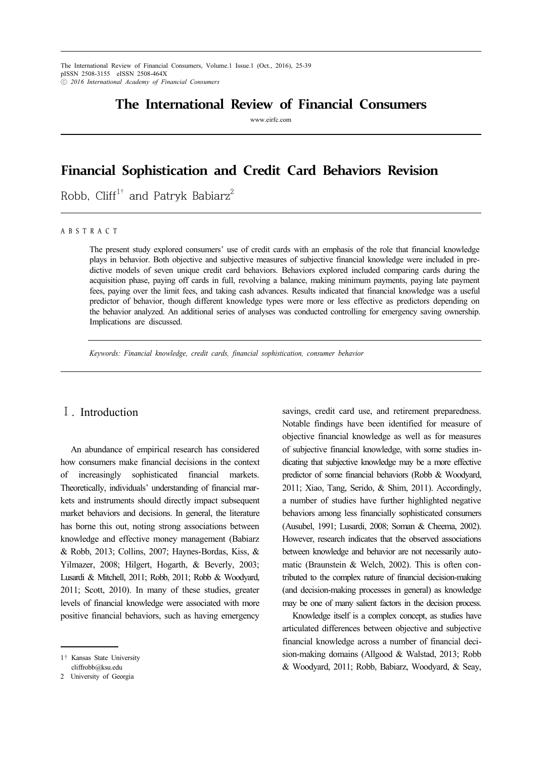# Financial Sophistication and Credit Card Behaviors Revision

Robb, Cliff[1†] and Patryk Babiarz[2]

ABSTRACT

The present study explored consumers' use of credit cards with an emphasis of the role that financial knowledge plays in behavior. Both objective and subjective measures of subjective financial knowledge were included in predictive models of seven unique credit card behaviors. Behaviors explored included comparing cards during the acquisition phase, paying off cards in full, revolving a balance, making minimum payments, paying late payment fees, paying over the limit fees, and taking cash advances. Results indicated that financial knowledge was a useful predictor of behavior, though different knowledge types were more or less effective as predictors depending on the behavior analyzed. An additional series of analyses was conducted controlling for emergency saving ownership. Implications are discussed.

*Keywords: Financial knowledge, credit cards, financial sophistication, consumer behavior*

## Ⅰ. Introduction

An abundance of empirical research has considered how consumers make financial decisions in the context of increasingly sophisticated financial markets. Theoretically, individuals' understanding of financial markets and instruments should directly impact subsequent market behaviors and decisions. In general, the literature has borne this out, noting strong associations between knowledge and effective money management (Babiarz & Robb, 2013; Collins, 2007; Haynes-Bordas, Kiss, & Yilmazer, 2008; Hilgert, Hogarth, & Beverly, 2003; Lusardi & Mitchell, 2011; Robb, 2011; Robb & Woodyard, 2011; Scott, 2010). In many of these studies, greater levels of financial knowledge were associated with more positive financial behaviors, such as having emergency savings, credit card use, and retirement preparedness. Notable findings have been identified for measure of objective financial knowledge as well as for measures of subjective financial knowledge, with some studies indicating that subjective knowledge may be a more effective predictor of some financial behaviors (Robb & Woodyard, 2011; Xiao, Tang, Serido, & Shim, 2011). Accordingly, a number of studies have further highlighted negative behaviors among less financially sophisticated consumers (Ausubel, 1991; Lusardi, 2008; Soman & Cheema, 2002). However, research indicates that the observed associations between knowledge and behavior are not necessarily automatic (Braunstein & Welch, 2002). This is often contributed to the complex nature of financial decision-making (and decision-making processes in general) as knowledge may be one of many salient factors in the decision process.

Knowledge itself is a complex concept, as studies have articulated differences between objective and subjective financial knowledge across a number of financial decision-making domains (Allgood & Walstad, 2013; Robb & Woodyard, 2011; Robb, Babiarz, Woodyard, & Seay,

---

1† Kansas State University
cliffrobb@ksu.edu

2 University of Georgia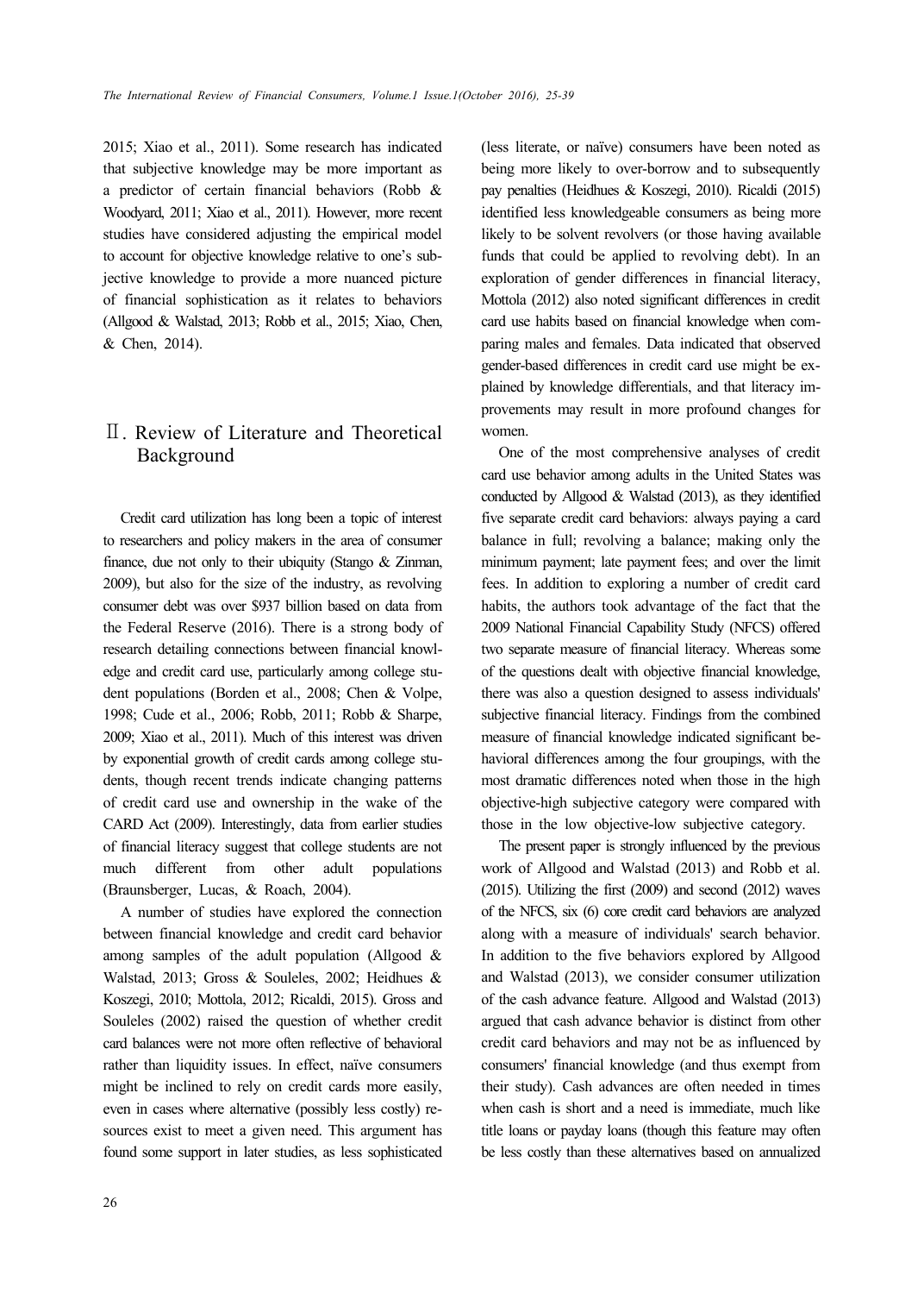2015; Xiao et al., 2011). Some research has indicated that subjective knowledge may be more important as a predictor of certain financial behaviors (Robb & Woodyard, 2011; Xiao et al., 2011). However, more recent studies have considered adjusting the empirical model to account for objective knowledge relative to one's subjective knowledge to provide a more nuanced picture of financial sophistication as it relates to behaviors (Allgood & Walstad, 2013; Robb et al., 2015; Xiao, Chen, & Chen, 2014).

## Ⅱ. Review of Literature and Theoretical Background

Credit card utilization has long been a topic of interest to researchers and policy makers in the area of consumer finance, due not only to their ubiquity (Stango & Zinman, 2009), but also for the size of the industry, as revolving consumer debt was over $937 billion based on data from the Federal Reserve (2016). There is a strong body of research detailing connections between financial knowledge and credit card use, particularly among college student populations (Borden et al., 2008; Chen & Volpe, 1998; Cude et al., 2006; Robb, 2011; Robb & Sharpe, 2009; Xiao et al., 2011). Much of this interest was driven by exponential growth of credit cards among college students, though recent trends indicate changing patterns of credit card use and ownership in the wake of the CARD Act (2009). Interestingly, data from earlier studies of financial literacy suggest that college students are not much different from other adult populations (Braunsberger, Lucas, & Roach, 2004).

A number of studies have explored the connection between financial knowledge and credit card behavior among samples of the adult population (Allgood & Walstad, 2013; Gross & Souleles, 2002; Heidhues & Koszegi, 2010; Mottola, 2012; Ricaldi, 2015). Gross and Souleles (2002) raised the question of whether credit card balances were not more often reflective of behavioral rather than liquidity issues. In effect, naïve consumers might be inclined to rely on credit cards more easily, even in cases where alternative (possibly less costly) resources exist to meet a given need. This argument has found some support in later studies, as less sophisticated (less literate, or naïve) consumers have been noted as being more likely to over-borrow and to subsequently pay penalties (Heidhues & Koszegi, 2010). Ricaldi (2015) identified less knowledgeable consumers as being more likely to be solvent revolvers (or those having available funds that could be applied to revolving debt). In an exploration of gender differences in financial literacy, Mottola (2012) also noted significant differences in credit card use habits based on financial knowledge when comparing males and females. Data indicated that observed gender-based differences in credit card use might be explained by knowledge differentials, and that literacy improvements may result in more profound changes for women.

One of the most comprehensive analyses of credit card use behavior among adults in the United States was conducted by Allgood & Walstad (2013), as they identified five separate credit card behaviors: always paying a card balance in full; revolving a balance; making only the minimum payment; late payment fees; and over the limit fees. In addition to exploring a number of credit card habits, the authors took advantage of the fact that the 2009 National Financial Capability Study (NFCS) offered two separate measure of financial literacy. Whereas some of the questions dealt with objective financial knowledge, there was also a question designed to assess individuals' subjective financial literacy. Findings from the combined measure of financial knowledge indicated significant behavioral differences among the four groupings, with the most dramatic differences noted when those in the high objective-high subjective category were compared with those in the low objective-low subjective category.

The present paper is strongly influenced by the previous work of Allgood and Walstad (2013) and Robb et al. (2015). Utilizing the first (2009) and second (2012) waves of the NFCS, six (6) core credit card behaviors are analyzed along with a measure of individuals' search behavior. In addition to the five behaviors explored by Allgood and Walstad (2013), we consider consumer utilization of the cash advance feature. Allgood and Walstad (2013) argued that cash advance behavior is distinct from other credit card behaviors and may not be as influenced by consumers' financial knowledge (and thus exempt from their study). Cash advances are often needed in times when cash is short and a need is immediate, much like title loans or payday loans (though this feature may often be less costly than these alternatives based on annualized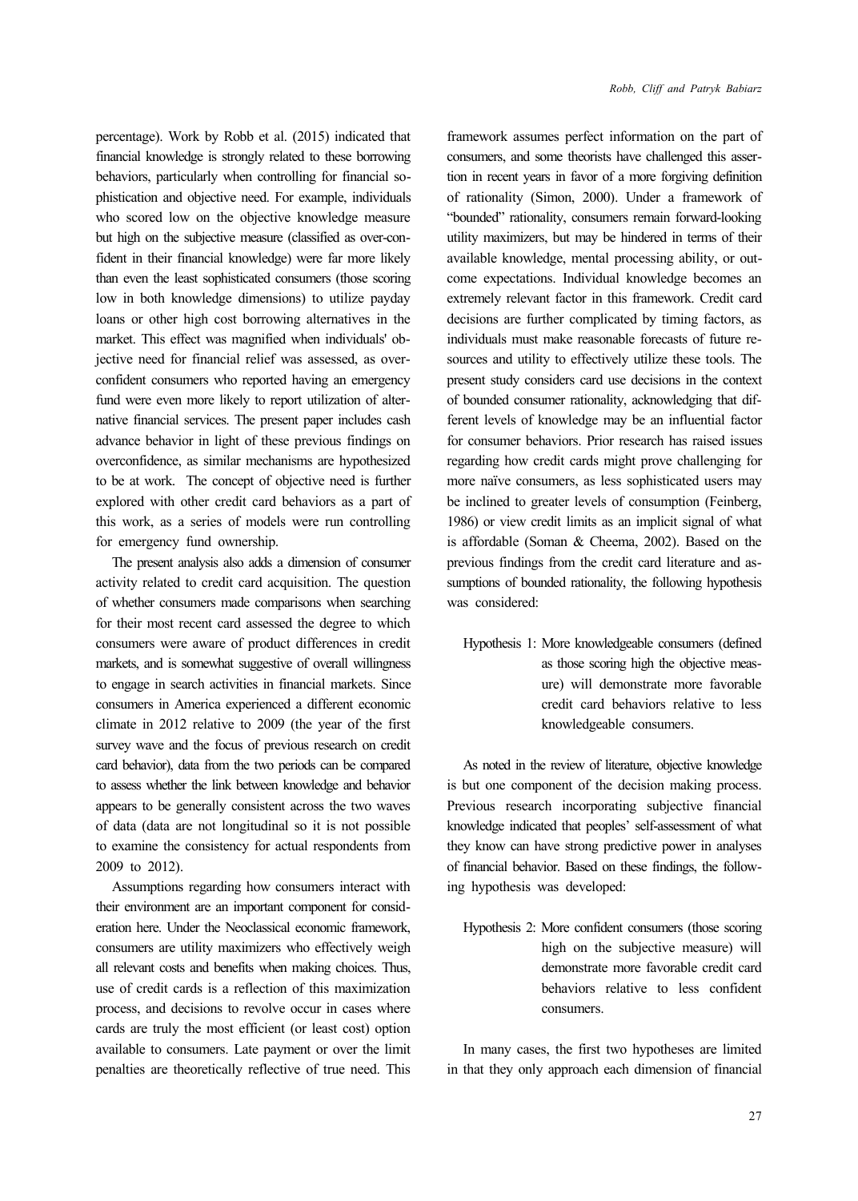percentage). Work by Robb et al. (2015) indicated that financial knowledge is strongly related to these borrowing behaviors, particularly when controlling for financial sophistication and objective need. For example, individuals who scored low on the objective knowledge measure but high on the subjective measure (classified as over-confident in their financial knowledge) were far more likely than even the least sophisticated consumers (those scoring low in both knowledge dimensions) to utilize payday loans or other high cost borrowing alternatives in the market. This effect was magnified when individuals' objective need for financial relief was assessed, as over-confident consumers who reported having an emergency fund were even more likely to report utilization of alternative financial services. The present paper includes cash advance behavior in light of these previous findings on overconfidence, as similar mechanisms are hypothesized to be at work. The concept of objective need is further explored with other credit card behaviors as a part of this work, as a series of models were run controlling for emergency fund ownership.

The present analysis also adds a dimension of consumer activity related to credit card acquisition. The question of whether consumers made comparisons when searching for their most recent card assessed the degree to which consumers were aware of product differences in credit markets, and is somewhat suggestive of overall willingness to engage in search activities in financial markets. Since consumers in America experienced a different economic climate in 2012 relative to 2009 (the year of the first survey wave and the focus of previous research on credit card behavior), data from the two periods can be compared to assess whether the link between knowledge and behavior appears to be generally consistent across the two waves of data (data are not longitudinal so it is not possible to examine the consistency for actual respondents from 2009 to 2012).

Assumptions regarding how consumers interact with their environment are an important component for consideration here. Under the Neoclassical economic framework, consumers are utility maximizers who effectively weigh all relevant costs and benefits when making choices. Thus, use of credit cards is a reflection of this maximization process, and decisions to revolve occur in cases where cards are truly the most efficient (or least cost) option available to consumers. Late payment or over the limit penalties are theoretically reflective of true need. This framework assumes perfect information on the part of consumers, and some theorists have challenged this assertion in recent years in favor of a more forgiving definition of rationality (Simon, 2000). Under a framework of "bounded" rationality, consumers remain forward-looking utility maximizers, but may be hindered in terms of their available knowledge, mental processing ability, or outcome expectations. Individual knowledge becomes an extremely relevant factor in this framework. Credit card decisions are further complicated by timing factors, as individuals must make reasonable forecasts of future resources and utility to effectively utilize these tools. The present study considers card use decisions in the context of bounded consumer rationality, acknowledging that different levels of knowledge may be an influential factor for consumer behaviors. Prior research has raised issues regarding how credit cards might prove challenging for more naïve consumers, as less sophisticated users may be inclined to greater levels of consumption (Feinberg, 1986) or view credit limits as an implicit signal of what is affordable (Soman & Cheema, 2002). Based on the previous findings from the credit card literature and assumptions of bounded rationality, the following hypothesis was considered:

> Hypothesis 1: More knowledgeable consumers (defined as those scoring high the objective measure) will demonstrate more favorable credit card behaviors relative to less knowledgeable consumers.

As noted in the review of literature, objective knowledge is but one component of the decision making process. Previous research incorporating subjective financial knowledge indicated that peoples' self-assessment of what they know can have strong predictive power in analyses of financial behavior. Based on these findings, the following hypothesis was developed:

> Hypothesis 2: More confident consumers (those scoring high on the subjective measure) will demonstrate more favorable credit card behaviors relative to less confident consumers.

In many cases, the first two hypotheses are limited in that they only approach each dimension of financial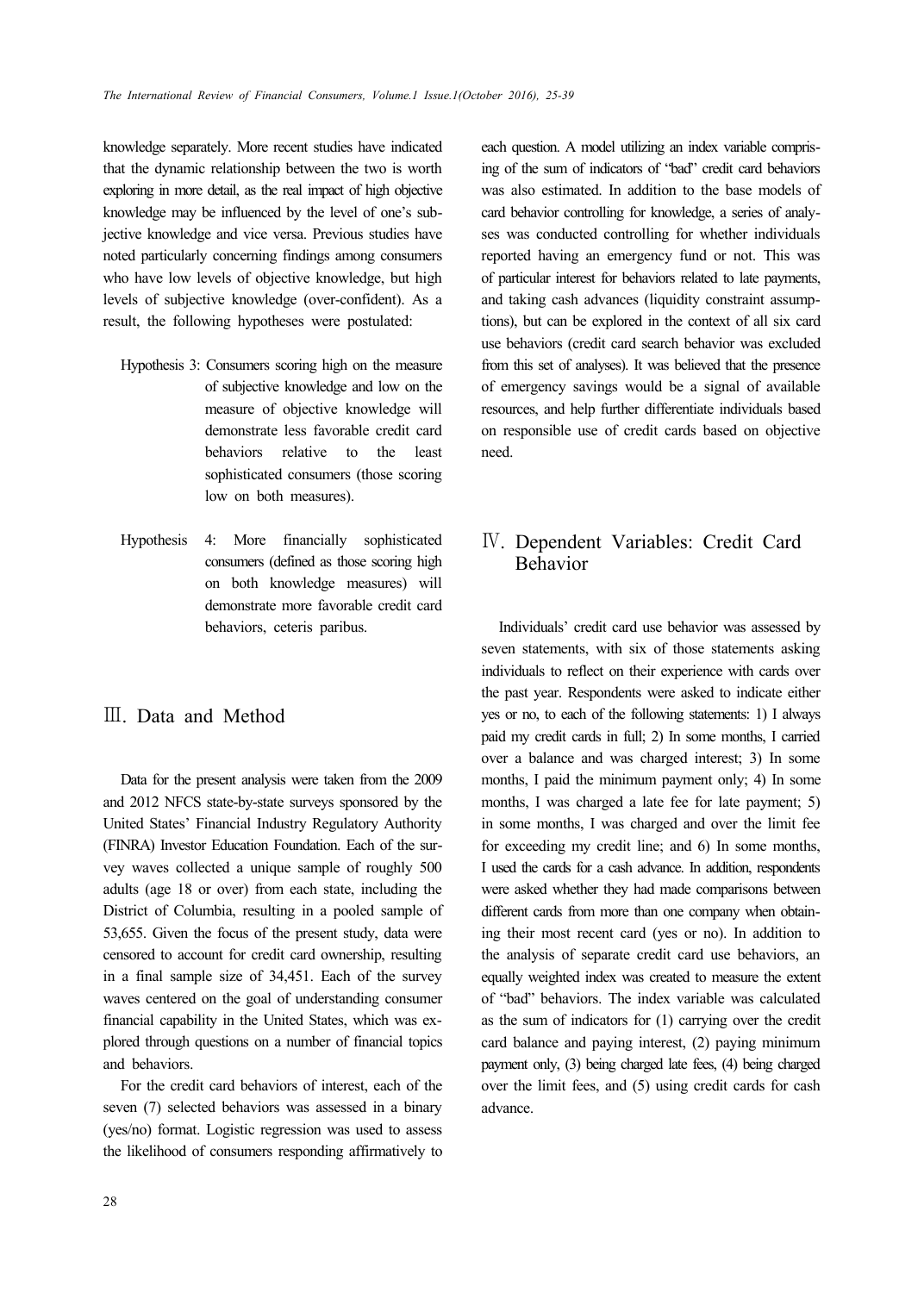knowledge separately. More recent studies have indicated that the dynamic relationship between the two is worth exploring in more detail, as the real impact of high objective knowledge may be influenced by the level of one's subjective knowledge and vice versa. Previous studies have noted particularly concerning findings among consumers who have low levels of objective knowledge, but high levels of subjective knowledge (over-confident). As a result, the following hypotheses were postulated:

- Hypothesis 3: Consumers scoring high on the measure of subjective knowledge and low on the measure of objective knowledge will demonstrate less favorable credit card behaviors relative to the least sophisticated consumers (those scoring low on both measures).
- Hypothesis 4: More financially sophisticated consumers (defined as those scoring high on both knowledge measures) will demonstrate more favorable credit card behaviors, ceteris paribus.

## Ⅲ. Data and Method

Data for the present analysis were taken from the 2009 and 2012 NFCS state-by-state surveys sponsored by the United States' Financial Industry Regulatory Authority (FINRA) Investor Education Foundation. Each of the survey waves collected a unique sample of roughly 500 adults (age 18 or over) from each state, including the District of Columbia, resulting in a pooled sample of 53,655. Given the focus of the present study, data were censored to account for credit card ownership, resulting in a final sample size of 34,451. Each of the survey waves centered on the goal of understanding consumer financial capability in the United States, which was explored through questions on a number of financial topics and behaviors.

For the credit card behaviors of interest, each of the seven (7) selected behaviors was assessed in a binary (yes/no) format. Logistic regression was used to assess the likelihood of consumers responding affirmatively to each question. A model utilizing an index variable comprising of the sum of indicators of "bad" credit card behaviors was also estimated. In addition to the base models of card behavior controlling for knowledge, a series of analyses was conducted controlling for whether individuals reported having an emergency fund or not. This was of particular interest for behaviors related to late payments, and taking cash advances (liquidity constraint assumptions), but can be explored in the context of all six card use behaviors (credit card search behavior was excluded from this set of analyses). It was believed that the presence of emergency savings would be a signal of available resources, and help further differentiate individuals based on responsible use of credit cards based on objective need.

## Ⅳ. Dependent Variables: Credit Card Behavior

Individuals' credit card use behavior was assessed by seven statements, with six of those statements asking individuals to reflect on their experience with cards over the past year. Respondents were asked to indicate either yes or no, to each of the following statements: 1) I always paid my credit cards in full; 2) In some months, I carried over a balance and was charged interest; 3) In some months, I paid the minimum payment only; 4) In some months, I was charged a late fee for late payment; 5) in some months, I was charged and over the limit fee for exceeding my credit line; and 6) In some months, I used the cards for a cash advance. In addition, respondents were asked whether they had made comparisons between different cards from more than one company when obtaining their most recent card (yes or no). In addition to the analysis of separate credit card use behaviors, an equally weighted index was created to measure the extent of "bad" behaviors. The index variable was calculated as the sum of indicators for (1) carrying over the credit card balance and paying interest, (2) paying minimum payment only, (3) being charged late fees, (4) being charged over the limit fees, and (5) using credit cards for cash advance.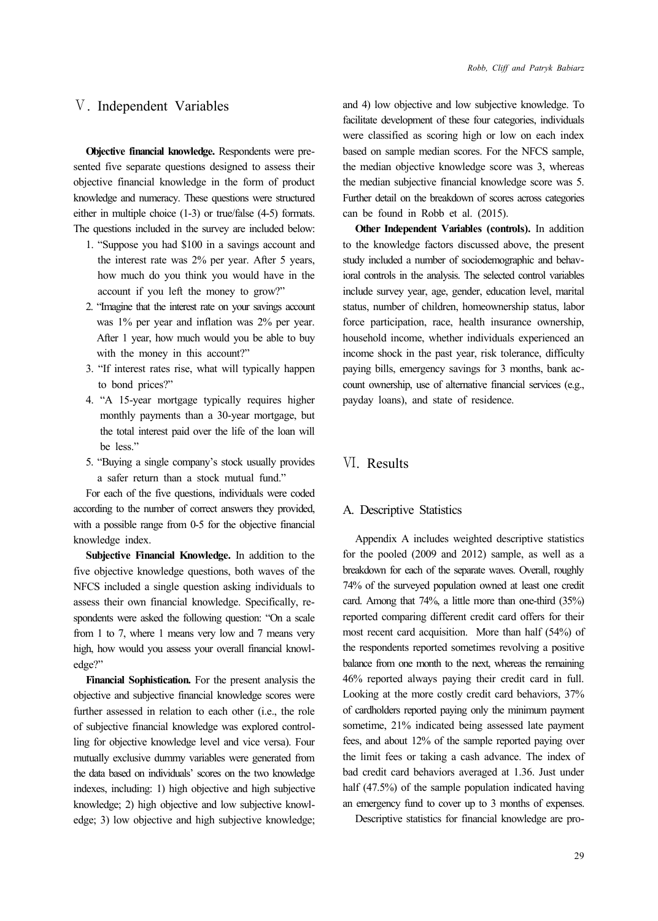## Ⅴ. Independent Variables

**Objective financial knowledge.** Respondents were presented five separate questions designed to assess their objective financial knowledge in the form of product knowledge and numeracy. These questions were structured either in multiple choice (1-3) or true/false (4-5) formats. The questions included in the survey are included below:

1. "Suppose you had $100 in a savings account and the interest rate was 2% per year. After 5 years, how much do you think you would have in the account if you left the money to grow?"
2. "Imagine that the interest rate on your savings account was 1% per year and inflation was 2% per year. After 1 year, how much would you be able to buy with the money in this account?"
3. "If interest rates rise, what will typically happen to bond prices?"
4. "A 15-year mortgage typically requires higher monthly payments than a 30-year mortgage, but the total interest paid over the life of the loan will be less."
5. "Buying a single company's stock usually provides a safer return than a stock mutual fund."

For each of the five questions, individuals were coded according to the number of correct answers they provided, with a possible range from 0-5 for the objective financial knowledge index.

**Subjective Financial Knowledge.** In addition to the five objective knowledge questions, both waves of the NFCS included a single question asking individuals to assess their own financial knowledge. Specifically, respondents were asked the following question: "On a scale from 1 to 7, where 1 means very low and 7 means very high, how would you assess your overall financial knowledge?"

**Financial Sophistication.** For the present analysis the objective and subjective financial knowledge scores were further assessed in relation to each other (i.e., the role of subjective financial knowledge was explored controlling for objective knowledge level and vice versa). Four mutually exclusive dummy variables were generated from the data based on individuals' scores on the two knowledge indexes, including: 1) high objective and high subjective knowledge; 2) high objective and low subjective knowledge; 3) low objective and high subjective knowledge; and 4) low objective and low subjective knowledge. To facilitate development of these four categories, individuals were classified as scoring high or low on each index based on sample median scores. For the NFCS sample, the median objective knowledge score was 3, whereas the median subjective financial knowledge score was 5. Further detail on the breakdown of scores across categories can be found in Robb et al. (2015).

**Other Independent Variables (controls).** In addition to the knowledge factors discussed above, the present study included a number of sociodemographic and behavioral controls in the analysis. The selected control variables include survey year, age, gender, education level, marital status, number of children, homeownership status, labor force participation, race, health insurance ownership, household income, whether individuals experienced an income shock in the past year, risk tolerance, difficulty paying bills, emergency savings for 3 months, bank account ownership, use of alternative financial services (e.g., payday loans), and state of residence.

## Ⅵ. Results

### A. Descriptive Statistics

Appendix A includes weighted descriptive statistics for the pooled (2009 and 2012) sample, as well as a breakdown for each of the separate waves. Overall, roughly 74% of the surveyed population owned at least one credit card. Among that 74%, a little more than one-third (35%) reported comparing different credit card offers for their most recent card acquisition. More than half (54%) of the respondents reported sometimes revolving a positive balance from one month to the next, whereas the remaining 46% reported always paying their credit card in full. Looking at the more costly credit card behaviors, 37% of cardholders reported paying only the minimum payment sometime, 21% indicated being assessed late payment fees, and about 12% of the sample reported paying over the limit fees or taking a cash advance. The index of bad credit card behaviors averaged at 1.36. Just under half (47.5%) of the sample population indicated having an emergency fund to cover up to 3 months of expenses.

Descriptive statistics for financial knowledge are pro-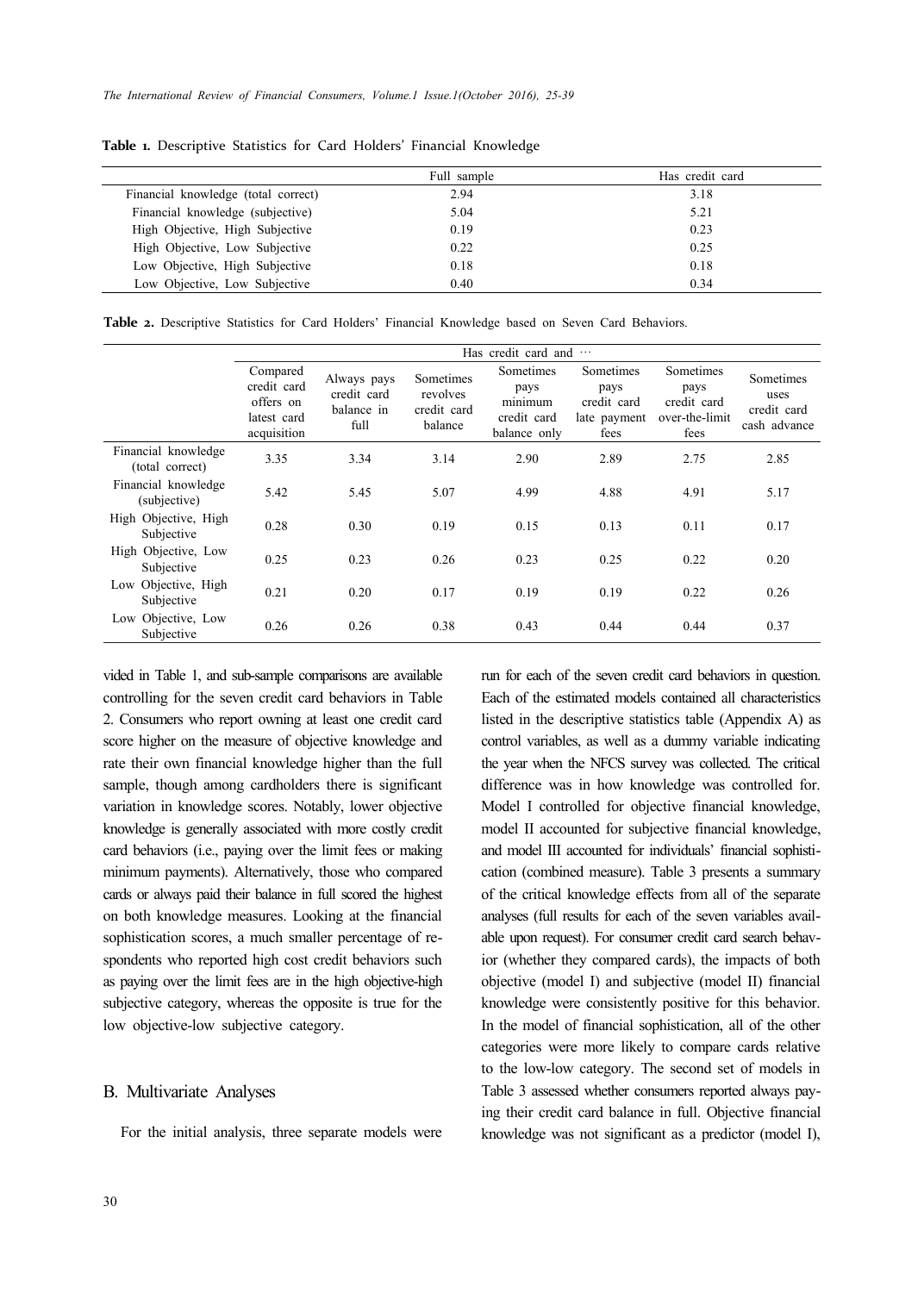**Table 1.** Descriptive Statistics for Card Holders' Financial Knowledge

| | Full sample | Has credit card |
|---|---|---|
| Financial knowledge (total correct) | 2.94 | 3.18 |
| Financial knowledge (subjective) | 5.04 | 5.21 |
| High Objective, High Subjective | 0.19 | 0.23 |
| High Objective, Low Subjective | 0.22 | 0.25 |
| Low Objective, High Subjective | 0.18 | 0.18 |
| Low Objective, Low Subjective | 0.40 | 0.34 |

**Table 2.** Descriptive Statistics for Card Holders' Financial Knowledge based on Seven Card Behaviors.

| | Has credit card and … | | | | | | |
|---|---|---|---|---|---|---|---|
| | Compared credit card offers on latest card acquisition | Always pays credit card balance in full | Sometimes revolves credit card balance | Sometimes pays minimum credit card balance only | Sometimes pays credit card late payment fees | Sometimes pays credit card over-the-limit fees | Sometimes uses credit card cash advance |
| Financial knowledge (total correct) | 3.35 | 3.34 | 3.14 | 2.90 | 2.89 | 2.75 | 2.85 |
| Financial knowledge (subjective) | 5.42 | 5.45 | 5.07 | 4.99 | 4.88 | 4.91 | 5.17 |
| High Objective, High Subjective | 0.28 | 0.30 | 0.19 | 0.15 | 0.13 | 0.11 | 0.17 |
| High Objective, Low Subjective | 0.25 | 0.23 | 0.26 | 0.23 | 0.25 | 0.22 | 0.20 |
| Low Objective, High Subjective | 0.21 | 0.20 | 0.17 | 0.19 | 0.19 | 0.22 | 0.26 |
| Low Objective, Low Subjective | 0.26 | 0.26 | 0.38 | 0.43 | 0.44 | 0.44 | 0.37 |

vided in Table 1, and sub-sample comparisons are available controlling for the seven credit card behaviors in Table 2. Consumers who report owning at least one credit card score higher on the measure of objective knowledge and rate their own financial knowledge higher than the full sample, though among cardholders there is significant variation in knowledge scores. Notably, lower objective knowledge is generally associated with more costly credit card behaviors (i.e., paying over the limit fees or making minimum payments). Alternatively, those who compared cards or always paid their balance in full scored the highest on both knowledge measures. Looking at the financial sophistication scores, a much smaller percentage of respondents who reported high cost credit behaviors such as paying over the limit fees are in the high objective-high subjective category, whereas the opposite is true for the low objective-low subjective category.

## B. Multivariate Analyses

For the initial analysis, three separate models were run for each of the seven credit card behaviors in question. Each of the estimated models contained all characteristics listed in the descriptive statistics table (Appendix A) as control variables, as well as a dummy variable indicating the year when the NFCS survey was collected. The critical difference was in how knowledge was controlled for. Model I controlled for objective financial knowledge, model II accounted for subjective financial knowledge, and model III accounted for individuals' financial sophistication (combined measure). Table 3 presents a summary of the critical knowledge effects from all of the separate analyses (full results for each of the seven variables available upon request). For consumer credit card search behavior (whether they compared cards), the impacts of both objective (model I) and subjective (model II) financial knowledge were consistently positive for this behavior. In the model of financial sophistication, all of the other categories were more likely to compare cards relative to the low-low category. The second set of models in Table 3 assessed whether consumers reported always paying their credit card balance in full. Objective financial knowledge was not significant as a predictor (model I),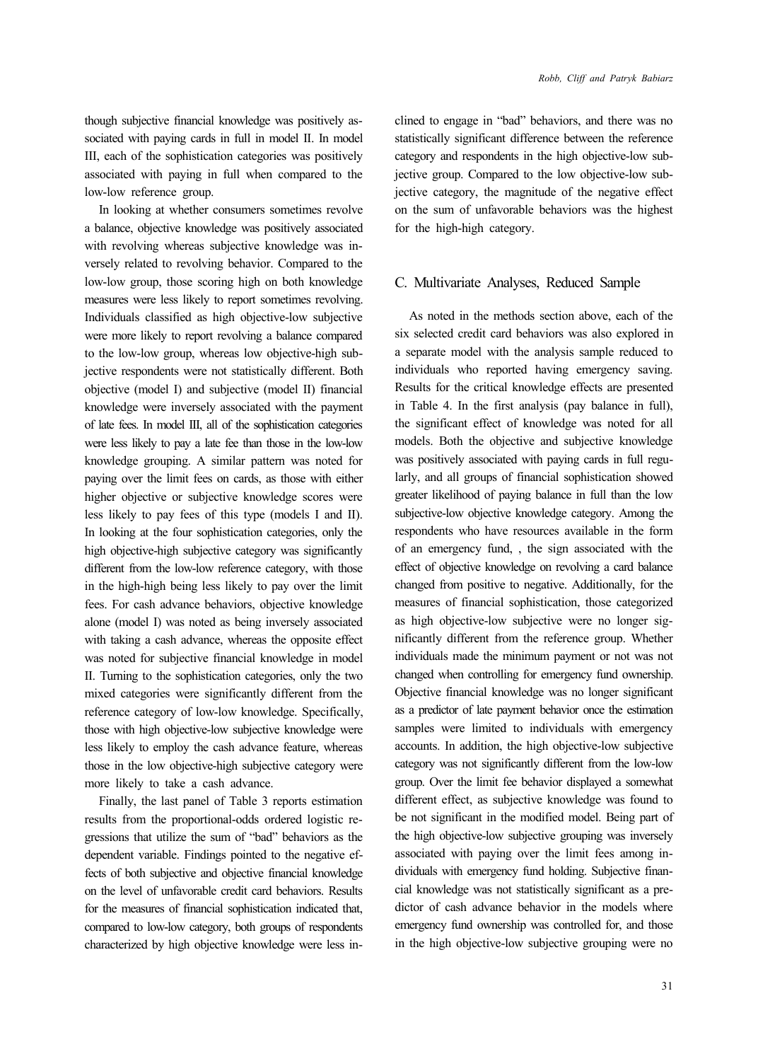though subjective financial knowledge was positively associated with paying cards in full in model II. In model III, each of the sophistication categories was positively associated with paying in full when compared to the low-low reference group.

In looking at whether consumers sometimes revolve a balance, objective knowledge was positively associated with revolving whereas subjective knowledge was inversely related to revolving behavior. Compared to the low-low group, those scoring high on both knowledge measures were less likely to report sometimes revolving. Individuals classified as high objective-low subjective were more likely to report revolving a balance compared to the low-low group, whereas low objective-high subjective respondents were not statistically different. Both objective (model I) and subjective (model II) financial knowledge were inversely associated with the payment of late fees. In model III, all of the sophistication categories were less likely to pay a late fee than those in the low-low knowledge grouping. A similar pattern was noted for paying over the limit fees on cards, as those with either higher objective or subjective knowledge scores were less likely to pay fees of this type (models I and II). In looking at the four sophistication categories, only the high objective-high subjective category was significantly different from the low-low reference category, with those in the high-high being less likely to pay over the limit fees. For cash advance behaviors, objective knowledge alone (model I) was noted as being inversely associated with taking a cash advance, whereas the opposite effect was noted for subjective financial knowledge in model II. Turning to the sophistication categories, only the two mixed categories were significantly different from the reference category of low-low knowledge. Specifically, those with high objective-low subjective knowledge were less likely to employ the cash advance feature, whereas those in the low objective-high subjective category were more likely to take a cash advance.

Finally, the last panel of Table 3 reports estimation results from the proportional-odds ordered logistic regressions that utilize the sum of "bad" behaviors as the dependent variable. Findings pointed to the negative effects of both subjective and objective financial knowledge on the level of unfavorable credit card behaviors. Results for the measures of financial sophistication indicated that, compared to low-low category, both groups of respondents characterized by high objective knowledge were less inclined to engage in "bad" behaviors, and there was no statistically significant difference between the reference category and respondents in the high objective-low subjective group. Compared to the low objective-low subjective category, the magnitude of the negative effect on the sum of unfavorable behaviors was the highest for the high-high category.

## C. Multivariate Analyses, Reduced Sample

As noted in the methods section above, each of the six selected credit card behaviors was also explored in a separate model with the analysis sample reduced to individuals who reported having emergency saving. Results for the critical knowledge effects are presented in Table 4. In the first analysis (pay balance in full), the significant effect of knowledge was noted for all models. Both the objective and subjective knowledge was positively associated with paying cards in full regularly, and all groups of financial sophistication showed greater likelihood of paying balance in full than the low subjective-low objective knowledge category. Among the respondents who have resources available in the form of an emergency fund, , the sign associated with the effect of objective knowledge on revolving a card balance changed from positive to negative. Additionally, for the measures of financial sophistication, those categorized as high objective-low subjective were no longer significantly different from the reference group. Whether individuals made the minimum payment or not was not changed when controlling for emergency fund ownership. Objective financial knowledge was no longer significant as a predictor of late payment behavior once the estimation samples were limited to individuals with emergency accounts. In addition, the high objective-low subjective category was not significantly different from the low-low group. Over the limit fee behavior displayed a somewhat different effect, as subjective knowledge was found to be not significant in the modified model. Being part of the high objective-low subjective grouping was inversely associated with paying over the limit fees among individuals with emergency fund holding. Subjective financial knowledge was not statistically significant as a predictor of cash advance behavior in the models where emergency fund ownership was controlled for, and those in the high objective-low subjective grouping were no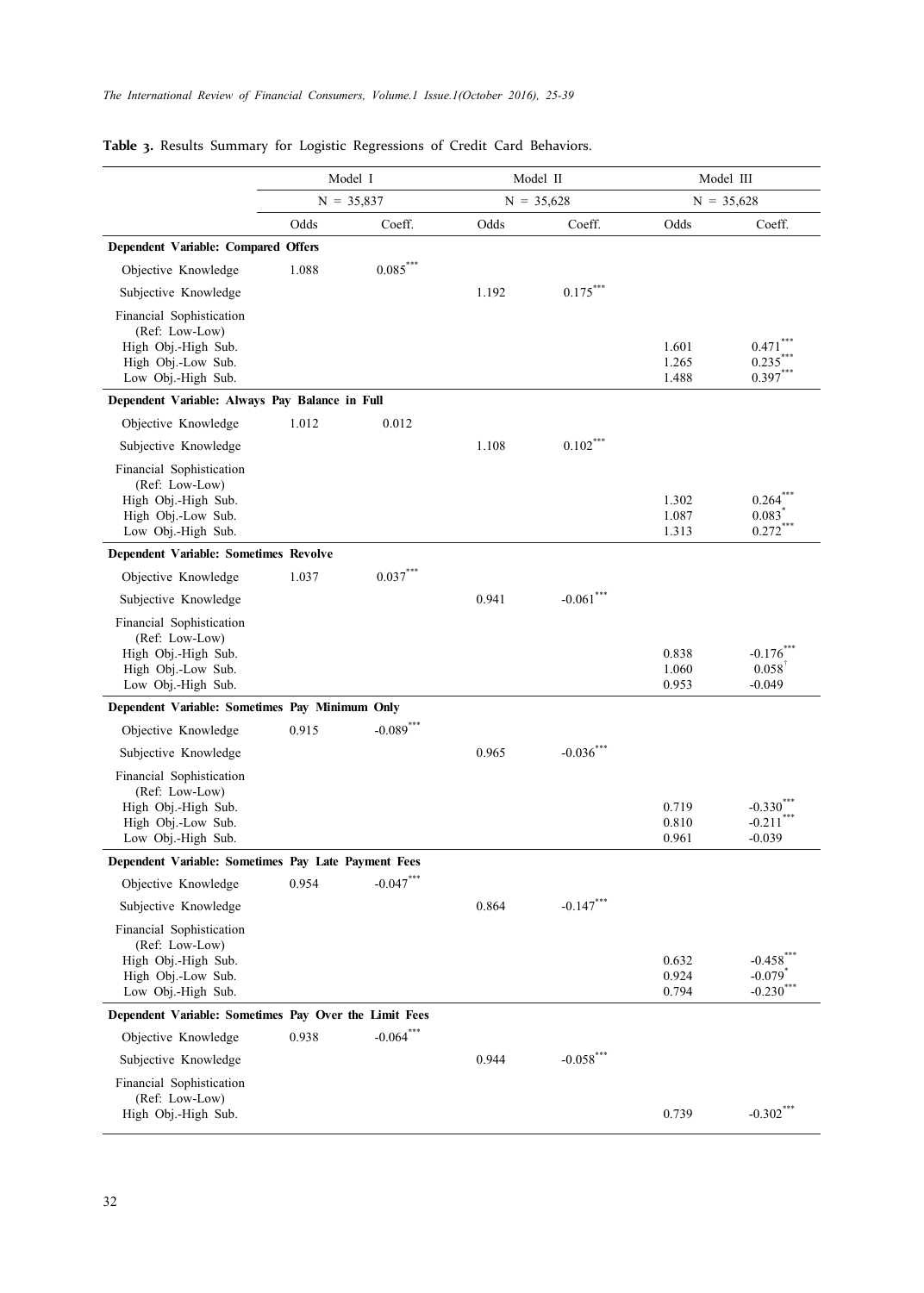**Table 3.** Results Summary for Logistic Regressions of Credit Card Behaviors.

| | Model I | | Model II | | Model III | |
|---|---|---|---|---|---|---|
| | N = 35,837 | | N = 35,628 | | N = 35,628 | |
| | Odds | Coeff. | Odds | Coeff. | Odds | Coeff. |
| **Dependent Variable: Compared Offers** | | | | | | |
| Objective Knowledge | 1.088 | 0.085*** | | | | |
| Subjective Knowledge | | | 1.192 | 0.175*** | | |
| Financial Sophistication (Ref: Low-Low) | | | | | | |
| High Obj.-High Sub. | | | | | 1.601 | 0.471*** |
| High Obj.-Low Sub. | | | | | 1.265 | 0.235*** |
| Low Obj.-High Sub. | | | | | 1.488 | 0.397*** |
| **Dependent Variable: Always Pay Balance in Full** | | | | | | |
| Objective Knowledge | 1.012 | 0.012 | | | | |
| Subjective Knowledge | | | 1.108 | 0.102*** | | |
| Financial Sophistication (Ref: Low-Low) | | | | | | |
| High Obj.-High Sub. | | | | | 1.302 | 0.264*** |
| High Obj.-Low Sub. | | | | | 1.087 | 0.083* |
| Low Obj.-High Sub. | | | | | 1.313 | 0.272*** |
| **Dependent Variable: Sometimes Revolve** | | | | | | |
| Objective Knowledge | 1.037 | 0.037*** | | | | |
| Subjective Knowledge | | | 0.941 | -0.061*** | | |
| Financial Sophistication (Ref: Low-Low) | | | | | | |
| High Obj.-High Sub. | | | | | 0.838 | -0.176*** |
| High Obj.-Low Sub. | | | | | 1.060 | 0.058† |
| Low Obj.-High Sub. | | | | | 0.953 | -0.049 |
| **Dependent Variable: Sometimes Pay Minimum Only** | | | | | | |
| Objective Knowledge | 0.915 | -0.089*** | | | | |
| Subjective Knowledge | | | 0.965 | -0.036*** | | |
| Financial Sophistication (Ref: Low-Low) | | | | | | |
| High Obj.-High Sub. | | | | | 0.719 | -0.330*** |
| High Obj.-Low Sub. | | | | | 0.810 | -0.211*** |
| Low Obj.-High Sub. | | | | | 0.961 | -0.039 |
| **Dependent Variable: Sometimes Pay Late Payment Fees** | | | | | | |
| Objective Knowledge | 0.954 | -0.047*** | | | | |
| Subjective Knowledge | | | 0.864 | -0.147*** | | |
| Financial Sophistication (Ref: Low-Low) | | | | | | |
| High Obj.-High Sub. | | | | | 0.632 | -0.458*** |
| High Obj.-Low Sub. | | | | | 0.924 | -0.079* |
| Low Obj.-High Sub. | | | | | 0.794 | -0.230*** |
| **Dependent Variable: Sometimes Pay Over the Limit Fees** | | | | | | |
| Objective Knowledge | 0.938 | -0.064*** | | | | |
| Subjective Knowledge | | | 0.944 | -0.058*** | | |
| Financial Sophistication (Ref: Low-Low) | | | | | | |
| High Obj.-High Sub. | | | | | 0.739 | -0.302*** |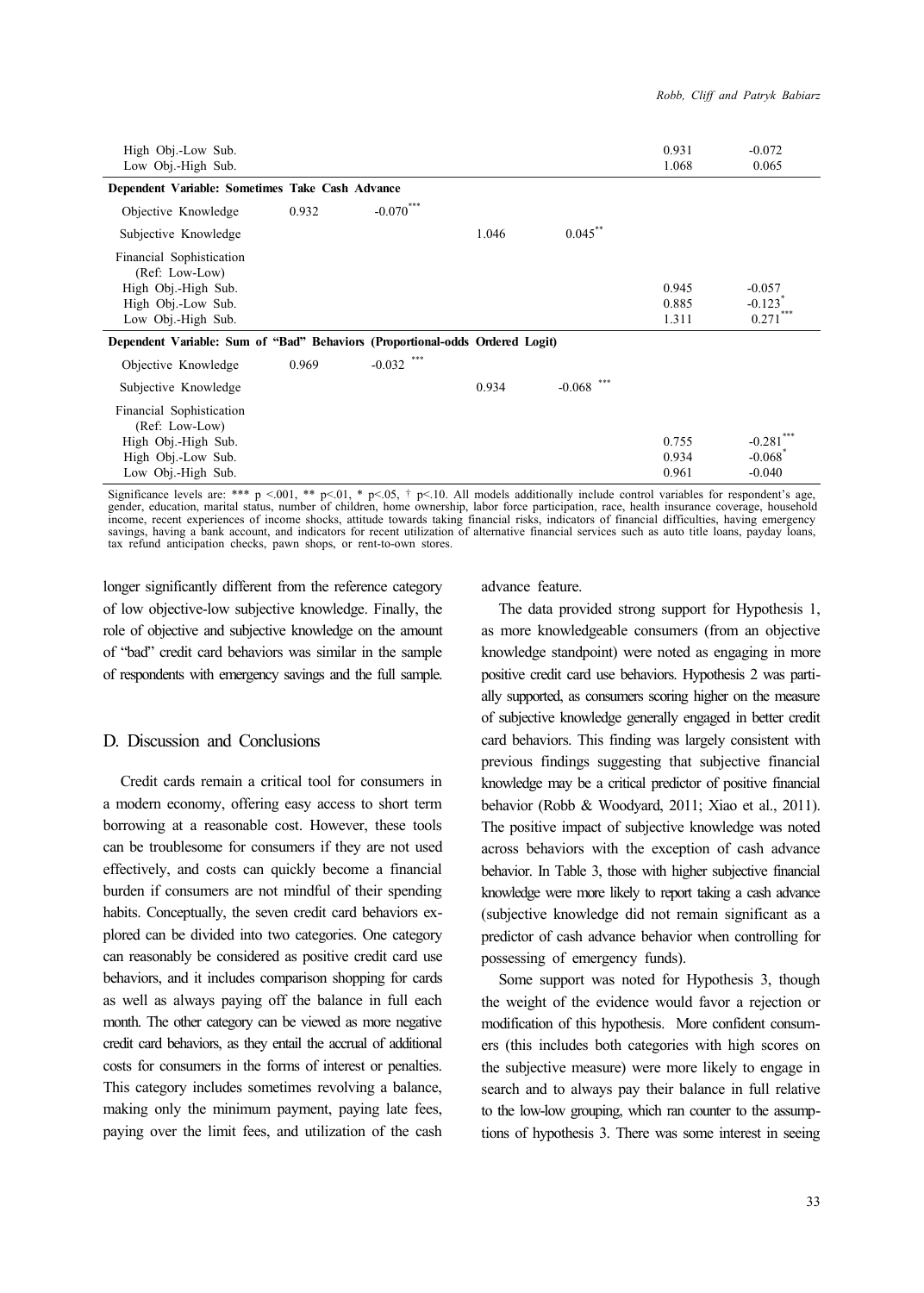| | | | | | | |
|---|---|---|---|---|---|---|
| High Obj.-Low Sub. | | | | | 0.931 | -0.072 |
| Low Obj.-High Sub. | | | | | 1.068 | 0.065 |
| **Dependent Variable: Sometimes Take Cash Advance** | | | | | | |
| Objective Knowledge | 0.932 | -0.070*** | | | | |
| Subjective Knowledge | | | 1.046 | 0.045** | | |
| Financial Sophistication (Ref: Low-Low) | | | | | | |
| High Obj.-High Sub. | | | | | 0.945 | -0.057 |
| High Obj.-Low Sub. | | | | | 0.885 | -0.123* |
| Low Obj.-High Sub. | | | | | 1.311 | 0.271*** |
| **Dependent Variable: Sum of "Bad" Behaviors (Proportional-odds Ordered Logit)** | | | | | | |
| Objective Knowledge | 0.969 | -0.032 *** | | | | |
| Subjective Knowledge | | | 0.934 | -0.068 *** | | |
| Financial Sophistication (Ref: Low-Low) | | | | | | |
| High Obj.-High Sub. | | | | | 0.755 | -0.281*** |
| High Obj.-Low Sub. | | | | | 0.934 | -0.068* |
| Low Obj.-High Sub. | | | | | 0.961 | -0.040 |

Significance levels are: *** p <.001, ** p<.01, * p<.05, † p<.10. All models additionally include control variables for respondent's age, gender, education, marital status, number of children, home ownership, labor force participation, race, health insurance coverage, household income, recent experiences of income shocks, attitude towards taking financial risks, indicators of financial difficulties, having emergency savings, having a bank account, and indicators for recent utilization of alternative financial services such as auto title loans, payday loans, tax refund anticipation checks, pawn shops, or rent-to-own stores.

longer significantly different from the reference category of low objective-low subjective knowledge. Finally, the role of objective and subjective knowledge on the amount of "bad" credit card behaviors was similar in the sample of respondents with emergency savings and the full sample.

## D. Discussion and Conclusions

Credit cards remain a critical tool for consumers in a modern economy, offering easy access to short term borrowing at a reasonable cost. However, these tools can be troublesome for consumers if they are not used effectively, and costs can quickly become a financial burden if consumers are not mindful of their spending habits. Conceptually, the seven credit card behaviors explored can be divided into two categories. One category can reasonably be considered as positive credit card use behaviors, and it includes comparison shopping for cards as well as always paying off the balance in full each month. The other category can be viewed as more negative credit card behaviors, as they entail the accrual of additional costs for consumers in the forms of interest or penalties. This category includes sometimes revolving a balance, making only the minimum payment, paying late fees, paying over the limit fees, and utilization of the cash advance feature.

The data provided strong support for Hypothesis 1, as more knowledgeable consumers (from an objective knowledge standpoint) were noted as engaging in more positive credit card use behaviors. Hypothesis 2 was partially supported, as consumers scoring higher on the measure of subjective knowledge generally engaged in better credit card behaviors. This finding was largely consistent with previous findings suggesting that subjective financial knowledge may be a critical predictor of positive financial behavior (Robb & Woodyard, 2011; Xiao et al., 2011). The positive impact of subjective knowledge was noted across behaviors with the exception of cash advance behavior. In Table 3, those with higher subjective financial knowledge were more likely to report taking a cash advance (subjective knowledge did not remain significant as a predictor of cash advance behavior when controlling for possessing of emergency funds).

Some support was noted for Hypothesis 3, though the weight of the evidence would favor a rejection or modification of this hypothesis. More confident consumers (this includes both categories with high scores on the subjective measure) were more likely to engage in search and to always pay their balance in full relative to the low-low grouping, which ran counter to the assumptions of hypothesis 3. There was some interest in seeing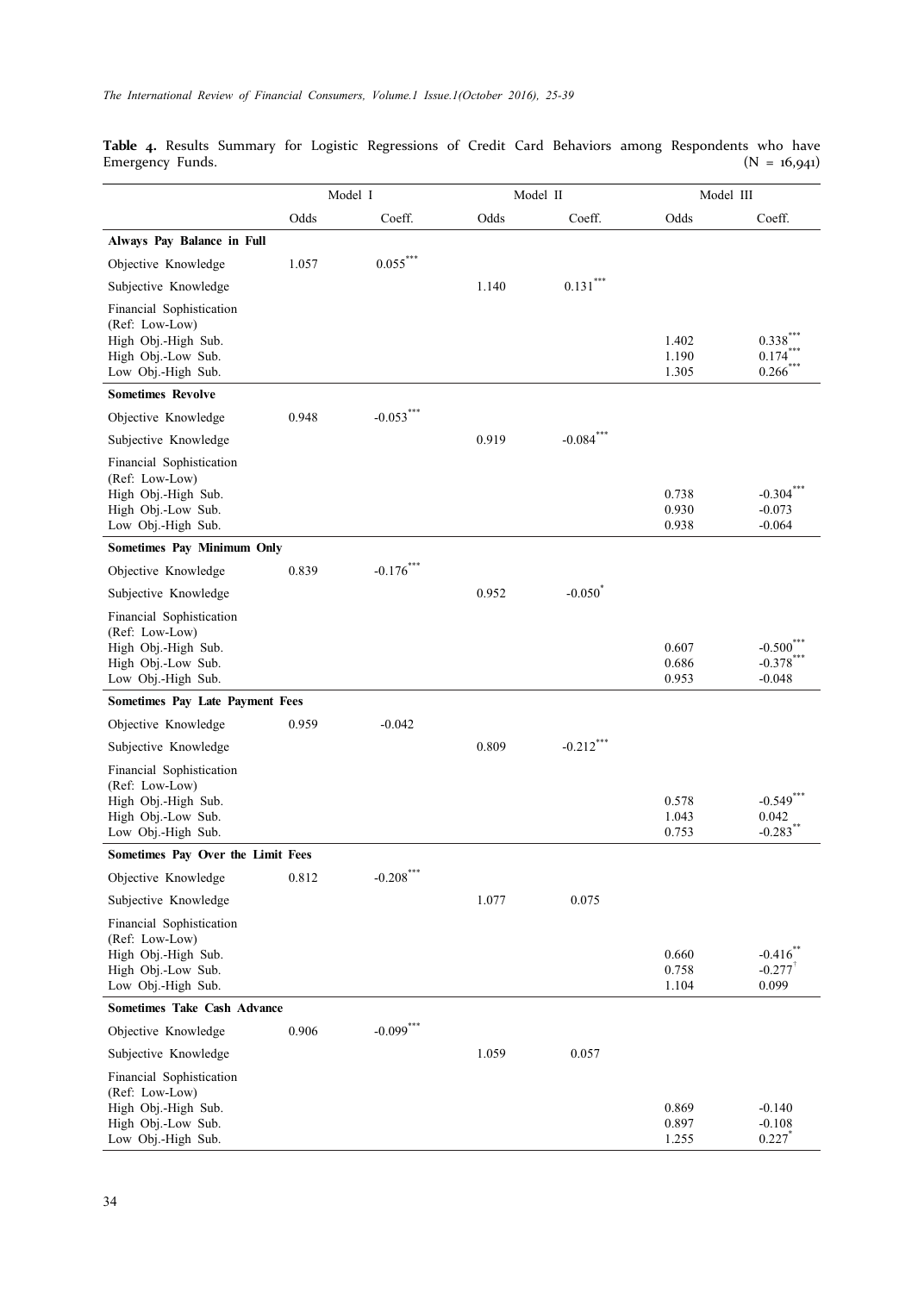**Table 4.** Results Summary for Logistic Regressions of Credit Card Behaviors among Respondents who have Emergency Funds. (N = 16,941)

| | Model I | | Model II | | Model III | |
|---|---|---|---|---|---|---|
| | Odds | Coeff. | Odds | Coeff. | Odds | Coeff. |
| **Always Pay Balance in Full** | | | | | | |
| Objective Knowledge | 1.057 | 0.055*** | | | | |
| Subjective Knowledge | | | 1.140 | 0.131*** | | |
| Financial Sophistication (Ref: Low-Low) | | | | | | |
| High Obj.-High Sub. | | | | | 1.402 | 0.338*** |
| High Obj.-Low Sub. | | | | | 1.190 | 0.174*** |
| Low Obj.-High Sub. | | | | | 1.305 | 0.266*** |
| **Sometimes Revolve** | | | | | | |
| Objective Knowledge | 0.948 | -0.053*** | | | | |
| Subjective Knowledge | | | 0.919 | -0.084*** | | |
| Financial Sophistication (Ref: Low-Low) | | | | | | |
| High Obj.-High Sub. | | | | | 0.738 | -0.304*** |
| High Obj.-Low Sub. | | | | | 0.930 | -0.073 |
| Low Obj.-High Sub. | | | | | 0.938 | -0.064 |
| **Sometimes Pay Minimum Only** | | | | | | |
| Objective Knowledge | 0.839 | -0.176*** | | | | |
| Subjective Knowledge | | | 0.952 | -0.050* | | |
| Financial Sophistication (Ref: Low-Low) | | | | | | |
| High Obj.-High Sub. | | | | | 0.607 | -0.500*** |
| High Obj.-Low Sub. | | | | | 0.686 | -0.378*** |
| Low Obj.-High Sub. | | | | | 0.953 | -0.048 |
| **Sometimes Pay Late Payment Fees** | | | | | | |
| Objective Knowledge | 0.959 | -0.042 | | | | |
| Subjective Knowledge | | | 0.809 | -0.212*** | | |
| Financial Sophistication (Ref: Low-Low) | | | | | | |
| High Obj.-High Sub. | | | | | 0.578 | -0.549*** |
| High Obj.-Low Sub. | | | | | 1.043 | 0.042 |
| Low Obj.-High Sub. | | | | | 0.753 | -0.283** |
| **Sometimes Pay Over the Limit Fees** | | | | | | |
| Objective Knowledge | 0.812 | -0.208*** | | | | |
| Subjective Knowledge | | | 1.077 | 0.075 | | |
| Financial Sophistication (Ref: Low-Low) | | | | | | |
| High Obj.-High Sub. | | | | | 0.660 | -0.416** |
| High Obj.-Low Sub. | | | | | 0.758 | -0.277† |
| Low Obj.-High Sub. | | | | | 1.104 | 0.099 |
| **Sometimes Take Cash Advance** | | | | | | |
| Objective Knowledge | 0.906 | -0.099*** | | | | |
| Subjective Knowledge | | | 1.059 | 0.057 | | |
| Financial Sophistication (Ref: Low-Low) | | | | | | |
| High Obj.-High Sub. | | | | | 0.869 | -0.140 |
| High Obj.-Low Sub. | | | | | 0.897 | -0.108 |
| Low Obj.-High Sub. | | | | | 1.255 | 0.227* |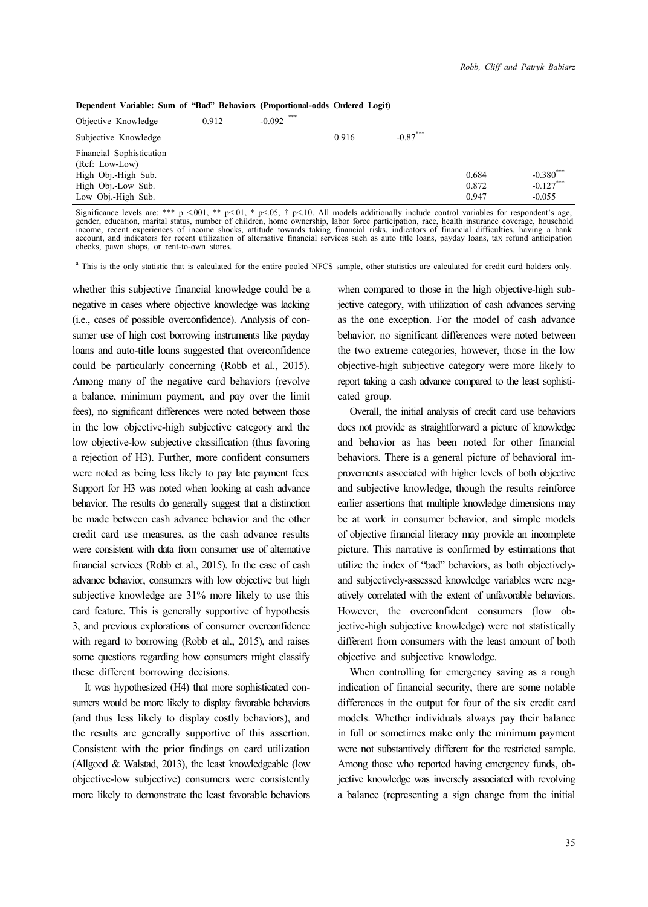| Dependent Variable: Sum of "Bad" Behaviors (Proportional-odds Ordered Logit) | | | | | | |
|---|---|---|---|---|---|---|
| Objective Knowledge | 0.912 | -0.092 *** | | | | |
| Subjective Knowledge | | | 0.916 | -0.87*** | | |
| Financial Sophistication (Ref: Low-Low) | | | | | | |
| High Obj.-High Sub. | | | | | 0.684 | -0.380*** |
| High Obj.-Low Sub. | | | | | 0.872 | -0.127*** |
| Low Obj.-High Sub. | | | | | 0.947 | -0.055 |

Significance levels are: *** p <.001, ** p<.01, * p<.05, † p<.10. All models additionally include control variables for respondent's age, gender, education, marital status, number of children, home ownership, labor force participation, race, health insurance coverage, household income, recent experiences of income shocks, attitude towards taking financial risks, indicators of financial difficulties, having a bank account, and indicators for recent utilization of alternative financial services such as auto title loans, payday loans, tax refund anticipation checks, pawn shops, or rent-to-own stores.

[a] This is the only statistic that is calculated for the entire pooled NFCS sample, other statistics are calculated for credit card holders only.

whether this subjective financial knowledge could be a negative in cases where objective knowledge was lacking (i.e., cases of possible overconfidence). Analysis of consumer use of high cost borrowing instruments like payday loans and auto-title loans suggested that overconfidence could be particularly concerning (Robb et al., 2015). Among many of the negative card behaviors (revolve a balance, minimum payment, and pay over the limit fees), no significant differences were noted between those in the low objective-high subjective category and the low objective-low subjective classification (thus favoring a rejection of H3). Further, more confident consumers were noted as being less likely to pay late payment fees. Support for H3 was noted when looking at cash advance behavior. The results do generally suggest that a distinction be made between cash advance behavior and the other credit card use measures, as the cash advance results were consistent with data from consumer use of alternative financial services (Robb et al., 2015). In the case of cash advance behavior, consumers with low objective but high subjective knowledge are 31% more likely to use this card feature. This is generally supportive of hypothesis 3, and previous explorations of consumer overconfidence with regard to borrowing (Robb et al., 2015), and raises some questions regarding how consumers might classify these different borrowing decisions.

It was hypothesized (H4) that more sophisticated consumers would be more likely to display favorable behaviors (and thus less likely to display costly behaviors), and the results are generally supportive of this assertion. Consistent with the prior findings on card utilization (Allgood & Walstad, 2013), the least knowledgeable (low objective-low subjective) consumers were consistently more likely to demonstrate the least favorable behaviors when compared to those in the high objective-high subjective category, with utilization of cash advances serving as the one exception. For the model of cash advance behavior, no significant differences were noted between the two extreme categories, however, those in the low objective-high subjective category were more likely to report taking a cash advance compared to the least sophisticated group.

Overall, the initial analysis of credit card use behaviors does not provide as straightforward a picture of knowledge and behavior as has been noted for other financial behaviors. There is a general picture of behavioral improvements associated with higher levels of both objective and subjective knowledge, though the results reinforce earlier assertions that multiple knowledge dimensions may be at work in consumer behavior, and simple models of objective financial literacy may provide an incomplete picture. This narrative is confirmed by estimations that utilize the index of "bad" behaviors, as both objectively- and subjectively-assessed knowledge variables were negatively correlated with the extent of unfavorable behaviors. However, the overconfident consumers (low objective-high subjective knowledge) were not statistically different from consumers with the least amount of both objective and subjective knowledge.

When controlling for emergency saving as a rough indication of financial security, there are some notable differences in the output for four of the six credit card models. Whether individuals always pay their balance in full or sometimes make only the minimum payment were not substantively different for the restricted sample. Among those who reported having emergency funds, objective knowledge was inversely associated with revolving a balance (representing a sign change from the initial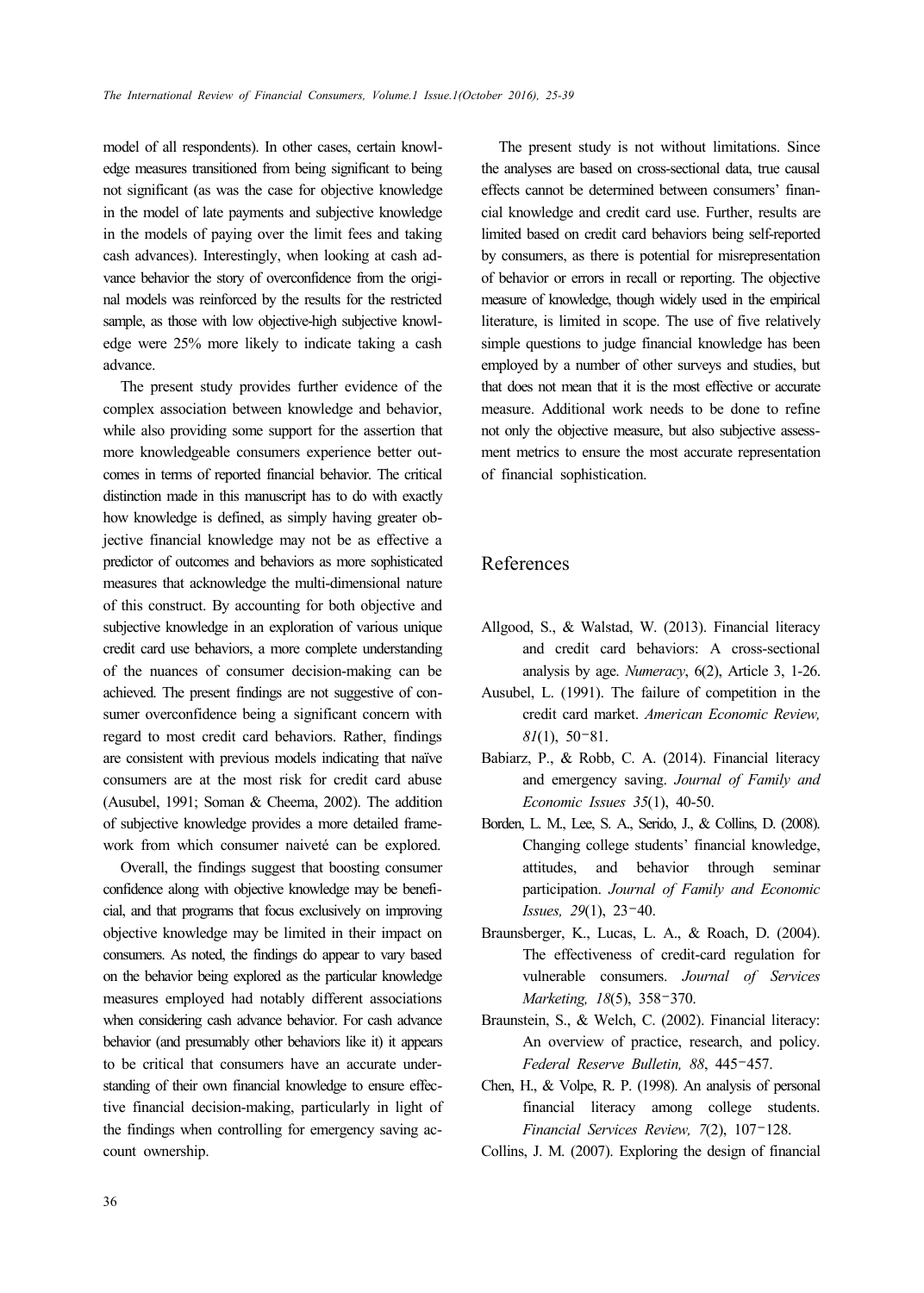model of all respondents). In other cases, certain knowledge measures transitioned from being significant to being not significant (as was the case for objective knowledge in the model of late payments and subjective knowledge in the models of paying over the limit fees and taking cash advances). Interestingly, when looking at cash advance behavior the story of overconfidence from the original models was reinforced by the results for the restricted sample, as those with low objective-high subjective knowledge were 25% more likely to indicate taking a cash advance.

The present study provides further evidence of the complex association between knowledge and behavior, while also providing some support for the assertion that more knowledgeable consumers experience better outcomes in terms of reported financial behavior. The critical distinction made in this manuscript has to do with exactly how knowledge is defined, as simply having greater objective financial knowledge may not be as effective a predictor of outcomes and behaviors as more sophisticated measures that acknowledge the multi-dimensional nature of this construct. By accounting for both objective and subjective knowledge in an exploration of various unique credit card use behaviors, a more complete understanding of the nuances of consumer decision-making can be achieved. The present findings are not suggestive of consumer overconfidence being a significant concern with regard to most credit card behaviors. Rather, findings are consistent with previous models indicating that naïve consumers are at the most risk for credit card abuse (Ausubel, 1991; Soman & Cheema, 2002). The addition of subjective knowledge provides a more detailed framework from which consumer naiveté can be explored.

Overall, the findings suggest that boosting consumer confidence along with objective knowledge may be beneficial, and that programs that focus exclusively on improving objective knowledge may be limited in their impact on consumers. As noted, the findings do appear to vary based on the behavior being explored as the particular knowledge measures employed had notably different associations when considering cash advance behavior. For cash advance behavior (and presumably other behaviors like it) it appears to be critical that consumers have an accurate understanding of their own financial knowledge to ensure effective financial decision-making, particularly in light of the findings when controlling for emergency saving account ownership.

The present study is not without limitations. Since the analyses are based on cross-sectional data, true causal effects cannot be determined between consumers' financial knowledge and credit card use. Further, results are limited based on credit card behaviors being self-reported by consumers, as there is potential for misrepresentation of behavior or errors in recall or reporting. The objective measure of knowledge, though widely used in the empirical literature, is limited in scope. The use of five relatively simple questions to judge financial knowledge has been employed by a number of other surveys and studies, but that does not mean that it is the most effective or accurate measure. Additional work needs to be done to refine not only the objective measure, but also subjective assessment metrics to ensure the most accurate representation of financial sophistication.

## References

Allgood, S., & Walstad, W. (2013). Financial literacy and credit card behaviors: A cross-sectional analysis by age. *Numeracy*, 6(2), Article 3, 1-26.

Ausubel, L. (1991). The failure of competition in the credit card market. *American Economic Review, 81*(1), 50-81.

Babiarz, P., & Robb, C. A. (2014). Financial literacy and emergency saving. *Journal of Family and Economic Issues 35*(1), 40-50.

Borden, L. M., Lee, S. A., Serido, J., & Collins, D. (2008). Changing college students' financial knowledge, attitudes, and behavior through seminar participation. *Journal of Family and Economic Issues, 29*(1), 23-40.

Braunsberger, K., Lucas, L. A., & Roach, D. (2004). The effectiveness of credit-card regulation for vulnerable consumers. *Journal of Services Marketing, 18*(5), 358-370.

Braunstein, S., & Welch, C. (2002). Financial literacy: An overview of practice, research, and policy. *Federal Reserve Bulletin, 88*, 445-457.

Chen, H., & Volpe, R. P. (1998). An analysis of personal financial literacy among college students. *Financial Services Review, 7*(2), 107-128.

Collins, J. M. (2007). Exploring the design of financial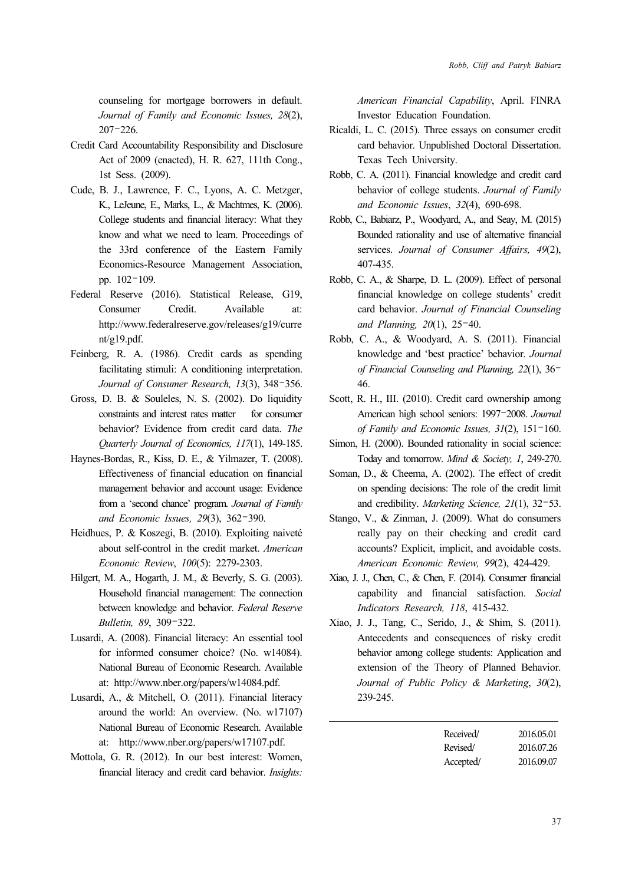counseling for mortgage borrowers in default. *Journal of Family and Economic Issues, 28*(2), 207‐226.

Credit Card Accountability Responsibility and Disclosure Act of 2009 (enacted), H. R. 627, 111th Cong., 1st Sess. (2009).

Cude, B. J., Lawrence, F. C., Lyons, A. C. Metzger, K., LeJeune, E., Marks, L., & Machtmes, K. (2006). College students and financial literacy: What they know and what we need to learn. Proceedings of the 33rd conference of the Eastern Family Economics-Resource Management Association, pp. 102‐109.

Federal Reserve (2016). Statistical Release, G19, Consumer Credit. Available at: http://www.federalreserve.gov/releases/g19/current/g19.pdf.

Feinberg, R. A. (1986). Credit cards as spending facilitating stimuli: A conditioning interpretation. *Journal of Consumer Research, 13*(3), 348‐356.

Gross, D. B. & Souleles, N. S. (2002). Do liquidity constraints and interest rates matter for consumer behavior? Evidence from credit card data. *The Quarterly Journal of Economics, 117*(1), 149-185.

Haynes-Bordas, R., Kiss, D. E., & Yilmazer, T. (2008). Effectiveness of financial education on financial management behavior and account usage: Evidence from a 'second chance' program. *Journal of Family and Economic Issues, 29*(3), 362‐390.

Heidhues, P. & Koszegi, B. (2010). Exploiting naiveté about self-control in the credit market. *American Economic Review*, *100*(5): 2279-2303.

Hilgert, M. A., Hogarth, J. M., & Beverly, S. G. (2003). Household financial management: The connection between knowledge and behavior. *Federal Reserve Bulletin, 89*, 309‐322.

Lusardi, A. (2008). Financial literacy: An essential tool for informed consumer choice? (No. w14084). National Bureau of Economic Research. Available at: http://www.nber.org/papers/w14084.pdf.

Lusardi, A., & Mitchell, O. (2011). Financial literacy around the world: An overview. (No. w17107) National Bureau of Economic Research. Available at: http://www.nber.org/papers/w17107.pdf.

Mottola, G. R. (2012). In our best interest: Women, financial literacy and credit card behavior. *Insights: American Financial Capability*, April. FINRA Investor Education Foundation.

Ricaldi, L. C. (2015). Three essays on consumer credit card behavior. Unpublished Doctoral Dissertation. Texas Tech University.

Robb, C. A. (2011). Financial knowledge and credit card behavior of college students. *Journal of Family and Economic Issues*, *32*(4), 690-698.

Robb, C., Babiarz, P., Woodyard, A., and Seay, M. (2015) Bounded rationality and use of alternative financial services. *Journal of Consumer Affairs, 49*(2), 407-435.

Robb, C. A., & Sharpe, D. L. (2009). Effect of personal financial knowledge on college students' credit card behavior. *Journal of Financial Counseling and Planning, 20*(1), 25‐40.

Robb, C. A., & Woodyard, A. S. (2011). Financial knowledge and 'best practice' behavior. *Journal of Financial Counseling and Planning, 22*(1), 36‐46.

Scott, R. H., III. (2010). Credit card ownership among American high school seniors: 1997‐2008. *Journal of Family and Economic Issues, 31*(2), 151‐160.

Simon, H. (2000). Bounded rationality in social science: Today and tomorrow. *Mind & Society, 1*, 249-270.

Soman, D., & Cheema, A. (2002). The effect of credit on spending decisions: The role of the credit limit and credibility. *Marketing Science, 21*(1), 32‐53.

Stango, V., & Zinman, J. (2009). What do consumers really pay on their checking and credit card accounts? Explicit, implicit, and avoidable costs. *American Economic Review, 99*(2), 424-429.

Xiao, J. J., Chen, C., & Chen, F. (2014). Consumer financial capability and financial satisfaction. *Social Indicators Research, 118*, 415-432.

Xiao, J. J., Tang, C., Serido, J., & Shim, S. (2011). Antecedents and consequences of risky credit behavior among college students: Application and extension of the Theory of Planned Behavior. *Journal of Public Policy & Marketing*, *30*(2), 239-245.

| | |
|---|---|
| Received/ | 2016.05.01 |
| Revised/ | 2016.07.26 |
| Accepted/ | 2016.09.07 |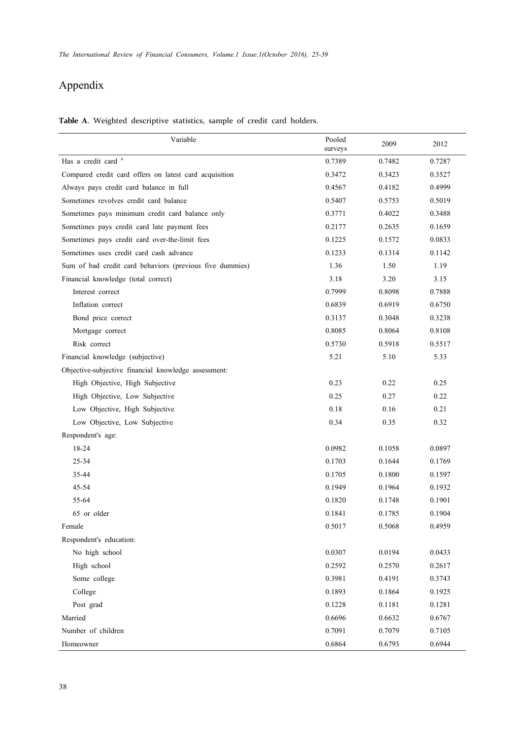# Appendix

**Table A**. Weighted descriptive statistics, sample of credit card holders.

| Variable | Pooled surveys | 2009 | 2012 |
|---|---|---|---|
| Has a credit card [a] | 0.7389 | 0.7482 | 0.7287 |
| Compared credit card offers on latest card acquisition | 0.3472 | 0.3423 | 0.3527 |
| Always pays credit card balance in full | 0.4567 | 0.4182 | 0.4999 |
| Sometimes revolves credit card balance | 0.5407 | 0.5753 | 0.5019 |
| Sometimes pays minimum credit card balance only | 0.3771 | 0.4022 | 0.3488 |
| Sometimes pays credit card late payment fees | 0.2177 | 0.2635 | 0.1659 |
| Sometimes pays credit card over-the-limit fees | 0.1225 | 0.1572 | 0.0833 |
| Sometimes uses credit card cash advance | 0.1233 | 0.1314 | 0.1142 |
| Sum of bad credit card behaviors (previous five dummies) | 1.36 | 1.50 | 1.19 |
| Financial knowledge (total correct) | 3.18 | 3.20 | 3.15 |
| Interest correct | 0.7999 | 0.8098 | 0.7888 |
| Inflation correct | 0.6839 | 0.6919 | 0.6750 |
| Bond price correct | 0.3137 | 0.3048 | 0.3238 |
| Mortgage correct | 0.8085 | 0.8064 | 0.8108 |
| Risk correct | 0.5730 | 0.5918 | 0.5517 |
| Financial knowledge (subjective) | 5.21 | 5.10 | 5.33 |
| Objective-subjective financial knowledge assessment: | | | |
| High Objective, High Subjective | 0.23 | 0.22 | 0.25 |
| High Objective, Low Subjective | 0.25 | 0.27 | 0.22 |
| Low Objective, High Subjective | 0.18 | 0.16 | 0.21 |
| Low Objective, Low Subjective | 0.34 | 0.35 | 0.32 |
| Respondent's age: | | | |
| 18-24 | 0.0982 | 0.1058 | 0.0897 |
| 25-34 | 0.1703 | 0.1644 | 0.1769 |
| 35-44 | 0.1705 | 0.1800 | 0.1597 |
| 45-54 | 0.1949 | 0.1964 | 0.1932 |
| 55-64 | 0.1820 | 0.1748 | 0.1901 |
| 65 or older | 0.1841 | 0.1785 | 0.1904 |
| Female | 0.5017 | 0.5068 | 0.4959 |
| Respondent's education: | | | |
| No high school | 0.0307 | 0.0194 | 0.0433 |
| High school | 0.2592 | 0.2570 | 0.2617 |
| Some college | 0.3981 | 0.4191 | 0.3743 |
| College | 0.1893 | 0.1864 | 0.1925 |
| Post grad | 0.1228 | 0.1181 | 0.1281 |
| Married | 0.6696 | 0.6632 | 0.6767 |
| Number of children | 0.7091 | 0.7079 | 0.7105 |
| Homeowner | 0.6864 | 0.6793 | 0.6944 |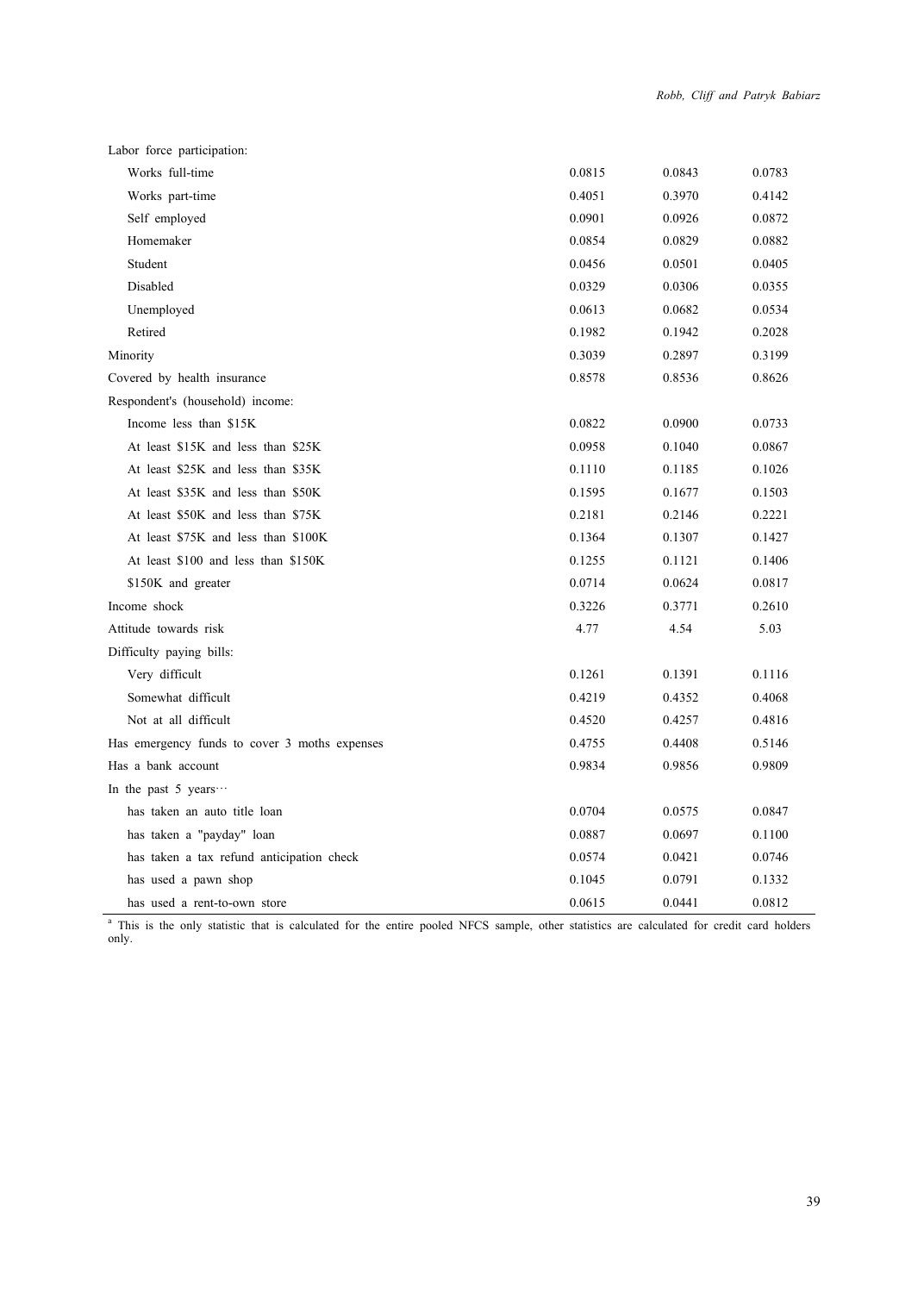| | | | |
|---|---|---|---|
| Labor force participation: | | | |
| Works full-time | 0.0815 | 0.0843 | 0.0783 |
| Works part-time | 0.4051 | 0.3970 | 0.4142 |
| Self employed | 0.0901 | 0.0926 | 0.0872 |
| Homemaker | 0.0854 | 0.0829 | 0.0882 |
| Student | 0.0456 | 0.0501 | 0.0405 |
| Disabled | 0.0329 | 0.0306 | 0.0355 |
| Unemployed | 0.0613 | 0.0682 | 0.0534 |
| Retired | 0.1982 | 0.1942 | 0.2028 |
| Minority | 0.3039 | 0.2897 | 0.3199 |
| Covered by health insurance | 0.8578 | 0.8536 | 0.8626 |
| Respondent's (household) income: | | | |
| Income less than $15K | 0.0822 | 0.0900 | 0.0733 |
| At least $15K and less than $25K | 0.0958 | 0.1040 | 0.0867 |
| At least $25K and less than $35K | 0.1110 | 0.1185 | 0.1026 |
| At least $35K and less than $50K | 0.1595 | 0.1677 | 0.1503 |
| At least $50K and less than $75K | 0.2181 | 0.2146 | 0.2221 |
| At least $75K and less than $100K | 0.1364 | 0.1307 | 0.1427 |
| At least $100 and less than $150K | 0.1255 | 0.1121 | 0.1406 |
| $150K and greater | 0.0714 | 0.0624 | 0.0817 |
| Income shock | 0.3226 | 0.3771 | 0.2610 |
| Attitude towards risk | 4.77 | 4.54 | 5.03 |
| Difficulty paying bills: | | | |
| Very difficult | 0.1261 | 0.1391 | 0.1116 |
| Somewhat difficult | 0.4219 | 0.4352 | 0.4068 |
| Not at all difficult | 0.4520 | 0.4257 | 0.4816 |
| Has emergency funds to cover 3 moths expenses | 0.4755 | 0.4408 | 0.5146 |
| Has a bank account | 0.9834 | 0.9856 | 0.9809 |
| In the past 5 years… | | | |
| has taken an auto title loan | 0.0704 | 0.0575 | 0.0847 |
| has taken a "payday" loan | 0.0887 | 0.0697 | 0.1100 |
| has taken a tax refund anticipation check | 0.0574 | 0.0421 | 0.0746 |
| has used a pawn shop | 0.1045 | 0.0791 | 0.1332 |
| has used a rent-to-own store | 0.0615 | 0.0441 | 0.0812 |

[a] This is the only statistic that is calculated for the entire pooled NFCS sample, other statistics are calculated for credit card holders only.